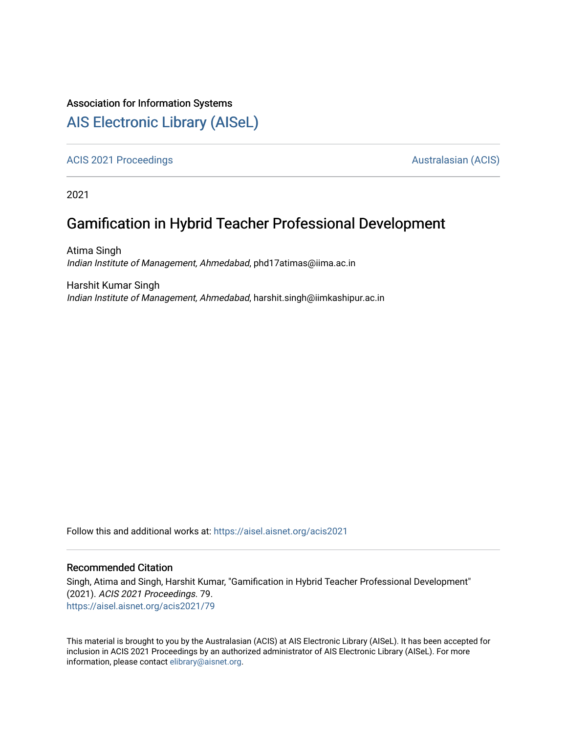Association for Information Systems

# AIS Electronic Library (AISeL)

ACIS 2021 Proceedings | Australasian (ACIS)

2021

## Gamification in Hybrid Teacher Professional Development

Atima Singh
*Indian Institute of Management, Ahmedabad*, phd17atimas@iima.ac.in

Harshit Kumar Singh
*Indian Institute of Management, Ahmedabad*, harshit.singh@iimkashipur.ac.in

Follow this and additional works at: https://aisel.aisnet.org/acis2021

### Recommended Citation

Singh, Atima and Singh, Harshit Kumar, "Gamification in Hybrid Teacher Professional Development" (2021). *ACIS 2021 Proceedings*. 79.
https://aisel.aisnet.org/acis2021/79

This material is brought to you by the Australasian (ACIS) at AIS Electronic Library (AISeL). It has been accepted for inclusion in ACIS 2021 Proceedings by an authorized administrator of AIS Electronic Library (AISeL). For more information, please contact elibrary@aisnet.org.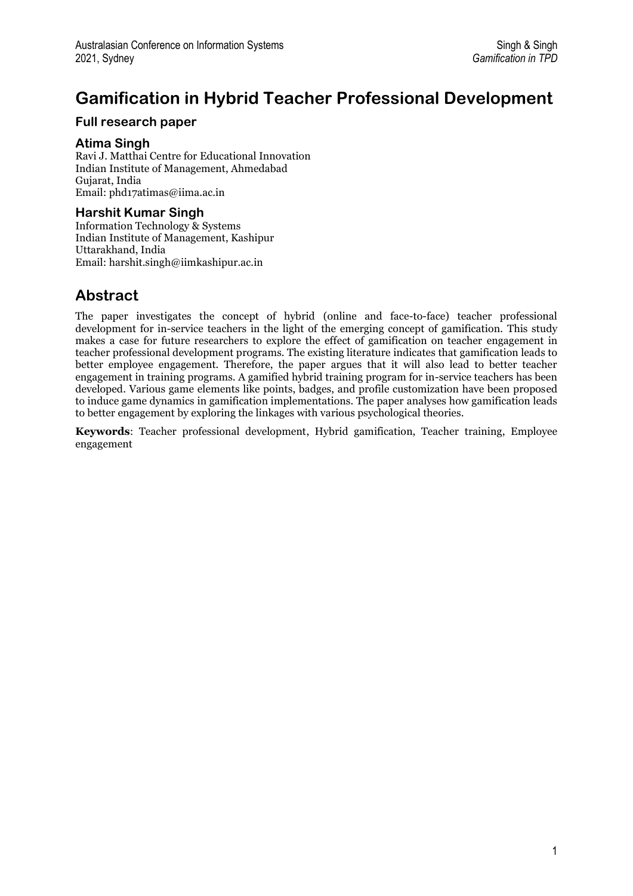# Gamification in Hybrid Teacher Professional Development

### Full research paper

### Atima Singh

Ravi J. Matthai Centre for Educational Innovation
Indian Institute of Management, Ahmedabad
Gujarat, India
Email: phd17atimas@iima.ac.in

### Harshit Kumar Singh

Information Technology & Systems
Indian Institute of Management, Kashipur
Uttarakhand, India
Email: harshit.singh@iimkashipur.ac.in

## Abstract

The paper investigates the concept of hybrid (online and face-to-face) teacher professional development for in-service teachers in the light of the emerging concept of gamification. This study makes a case for future researchers to explore the effect of gamification on teacher engagement in teacher professional development programs. The existing literature indicates that gamification leads to better employee engagement. Therefore, the paper argues that it will also lead to better teacher engagement in training programs. A gamified hybrid training program for in-service teachers has been developed. Various game elements like points, badges, and profile customization have been proposed to induce game dynamics in gamification implementations. The paper analyses how gamification leads to better engagement by exploring the linkages with various psychological theories.

**Keywords**: Teacher professional development, Hybrid gamification, Teacher training, Employee engagement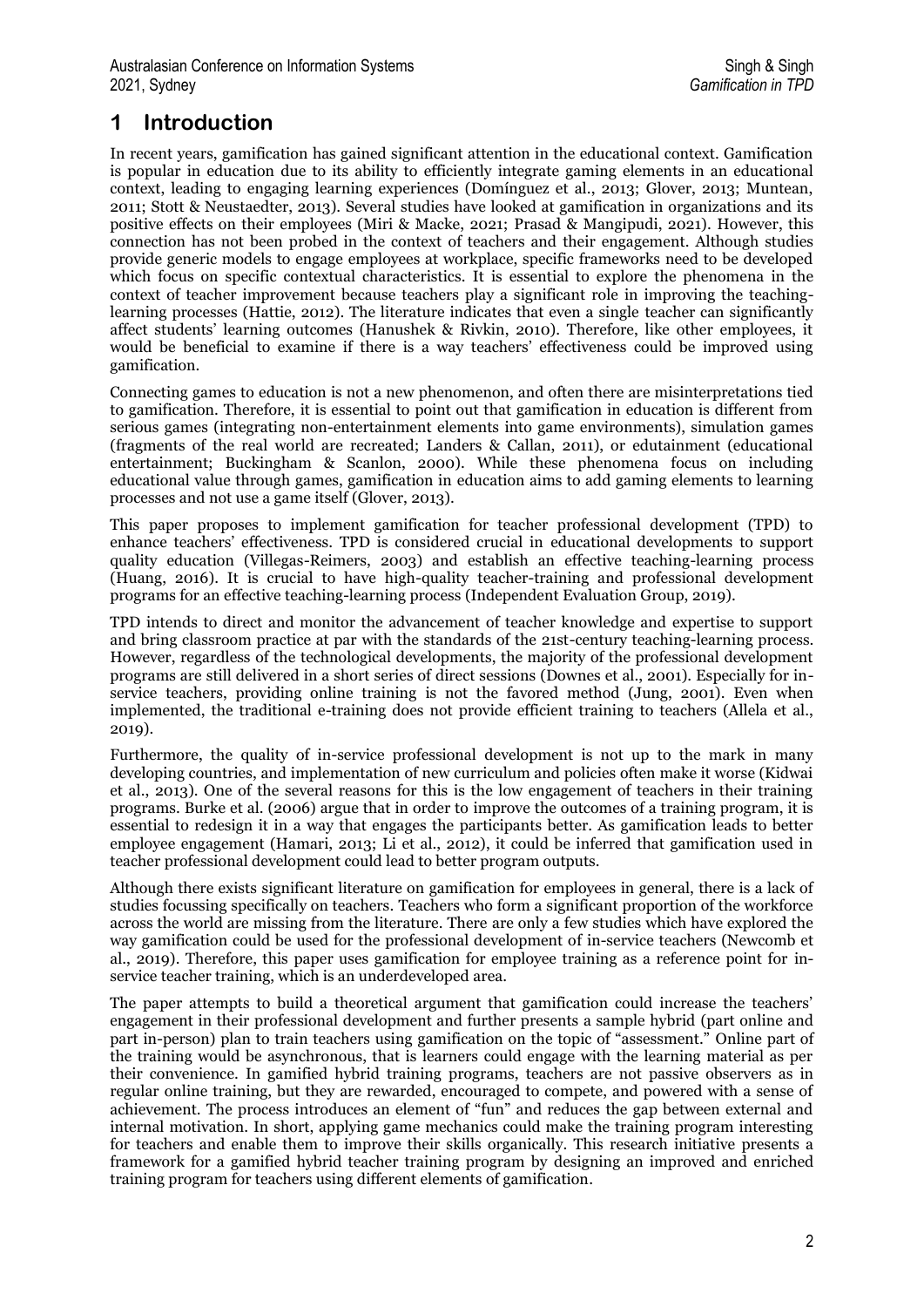# 1 Introduction

In recent years, gamification has gained significant attention in the educational context. Gamification is popular in education due to its ability to efficiently integrate gaming elements in an educational context, leading to engaging learning experiences (Domínguez et al., 2013; Glover, 2013; Muntean, 2011; Stott & Neustaedter, 2013). Several studies have looked at gamification in organizations and its positive effects on their employees (Miri & Macke, 2021; Prasad & Mangipudi, 2021). However, this connection has not been probed in the context of teachers and their engagement. Although studies provide generic models to engage employees at workplace, specific frameworks need to be developed which focus on specific contextual characteristics. It is essential to explore the phenomena in the context of teacher improvement because teachers play a significant role in improving the teaching-learning processes (Hattie, 2012). The literature indicates that even a single teacher can significantly affect students' learning outcomes (Hanushek & Rivkin, 2010). Therefore, like other employees, it would be beneficial to examine if there is a way teachers' effectiveness could be improved using gamification.

Connecting games to education is not a new phenomenon, and often there are misinterpretations tied to gamification. Therefore, it is essential to point out that gamification in education is different from serious games (integrating non-entertainment elements into game environments), simulation games (fragments of the real world are recreated; Landers & Callan, 2011), or edutainment (educational entertainment; Buckingham & Scanlon, 2000). While these phenomena focus on including educational value through games, gamification in education aims to add gaming elements to learning processes and not use a game itself (Glover, 2013).

This paper proposes to implement gamification for teacher professional development (TPD) to enhance teachers' effectiveness. TPD is considered crucial in educational developments to support quality education (Villegas-Reimers, 2003) and establish an effective teaching-learning process (Huang, 2016). It is crucial to have high-quality teacher-training and professional development programs for an effective teaching-learning process (Independent Evaluation Group, 2019).

TPD intends to direct and monitor the advancement of teacher knowledge and expertise to support and bring classroom practice at par with the standards of the 21st-century teaching-learning process. However, regardless of the technological developments, the majority of the professional development programs are still delivered in a short series of direct sessions (Downes et al., 2001). Especially for in-service teachers, providing online training is not the favored method (Jung, 2001). Even when implemented, the traditional e-training does not provide efficient training to teachers (Allela et al., 2019).

Furthermore, the quality of in-service professional development is not up to the mark in many developing countries, and implementation of new curriculum and policies often make it worse (Kidwai et al., 2013). One of the several reasons for this is the low engagement of teachers in their training programs. Burke et al. (2006) argue that in order to improve the outcomes of a training program, it is essential to redesign it in a way that engages the participants better. As gamification leads to better employee engagement (Hamari, 2013; Li et al., 2012), it could be inferred that gamification used in teacher professional development could lead to better program outputs.

Although there exists significant literature on gamification for employees in general, there is a lack of studies focussing specifically on teachers. Teachers who form a significant proportion of the workforce across the world are missing from the literature. There are only a few studies which have explored the way gamification could be used for the professional development of in-service teachers (Newcomb et al., 2019). Therefore, this paper uses gamification for employee training as a reference point for in-service teacher training, which is an underdeveloped area.

The paper attempts to build a theoretical argument that gamification could increase the teachers' engagement in their professional development and further presents a sample hybrid (part online and part in-person) plan to train teachers using gamification on the topic of "assessment." Online part of the training would be asynchronous, that is learners could engage with the learning material as per their convenience. In gamified hybrid training programs, teachers are not passive observers as in regular online training, but they are rewarded, encouraged to compete, and powered with a sense of achievement. The process introduces an element of "fun" and reduces the gap between external and internal motivation. In short, applying game mechanics could make the training program interesting for teachers and enable them to improve their skills organically. This research initiative presents a framework for a gamified hybrid teacher training program by designing an improved and enriched training program for teachers using different elements of gamification.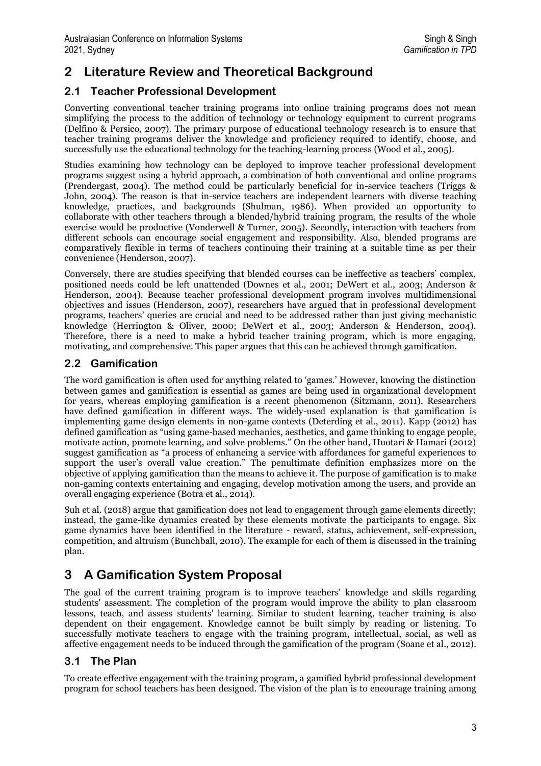## 2 Literature Review and Theoretical Background

### 2.1 Teacher Professional Development

Converting conventional teacher training programs into online training programs does not mean simplifying the process to the addition of technology or technology equipment to current programs (Delfino & Persico, 2007). The primary purpose of educational technology research is to ensure that teacher training programs deliver the knowledge and proficiency required to identify, choose, and successfully use the educational technology for the teaching-learning process (Wood et al., 2005).

Studies examining how technology can be deployed to improve teacher professional development programs suggest using a hybrid approach, a combination of both conventional and online programs (Prendergast, 2004). The method could be particularly beneficial for in-service teachers (Triggs & John, 2004). The reason is that in-service teachers are independent learners with diverse teaching knowledge, practices, and backgrounds (Shulman, 1986). When provided an opportunity to collaborate with other teachers through a blended/hybrid training program, the results of the whole exercise would be productive (Vonderwell & Turner, 2005). Secondly, interaction with teachers from different schools can encourage social engagement and responsibility. Also, blended programs are comparatively flexible in terms of teachers continuing their training at a suitable time as per their convenience (Henderson, 2007).

Conversely, there are studies specifying that blended courses can be ineffective as teachers' complex, positioned needs could be left unattended (Downes et al., 2001; DeWert et al., 2003; Anderson & Henderson, 2004). Because teacher professional development program involves multidimensional objectives and issues (Henderson, 2007), researchers have argued that in professional development programs, teachers' queries are crucial and need to be addressed rather than just giving mechanistic knowledge (Herrington & Oliver, 2000; DeWert et al., 2003; Anderson & Henderson, 2004). Therefore, there is a need to make a hybrid teacher training program, which is more engaging, motivating, and comprehensive. This paper argues that this can be achieved through gamification.

### 2.2 Gamification

The word gamification is often used for anything related to 'games.' However, knowing the distinction between games and gamification is essential as games are being used in organizational development for years, whereas employing gamification is a recent phenomenon (Sitzmann, 2011). Researchers have defined gamification in different ways. The widely-used explanation is that gamification is implementing game design elements in non-game contexts (Deterding et al., 2011). Kapp (2012) has defined gamification as "using game-based mechanics, aesthetics, and game thinking to engage people, motivate action, promote learning, and solve problems." On the other hand, Huotari & Hamari (2012) suggest gamification as "a process of enhancing a service with affordances for gameful experiences to support the user's overall value creation." The penultimate definition emphasizes more on the objective of applying gamification than the means to achieve it. The purpose of gamification is to make non-gaming contexts entertaining and engaging, develop motivation among the users, and provide an overall engaging experience (Botra et al., 2014).

Suh et al. (2018) argue that gamification does not lead to engagement through game elements directly; instead, the game-like dynamics created by these elements motivate the participants to engage. Six game dynamics have been identified in the literature - reward, status, achievement, self-expression, competition, and altruism (Bunchball, 2010). The example for each of them is discussed in the training plan.

## 3 A Gamification System Proposal

The goal of the current training program is to improve teachers' knowledge and skills regarding students' assessment. The completion of the program would improve the ability to plan classroom lessons, teach, and assess students' learning. Similar to student learning, teacher training is also dependent on their engagement. Knowledge cannot be built simply by reading or listening. To successfully motivate teachers to engage with the training program, intellectual, social, as well as affective engagement needs to be induced through the gamification of the program (Soane et al., 2012).

### 3.1 The Plan

To create effective engagement with the training program, a gamified hybrid professional development program for school teachers has been designed. The vision of the plan is to encourage training among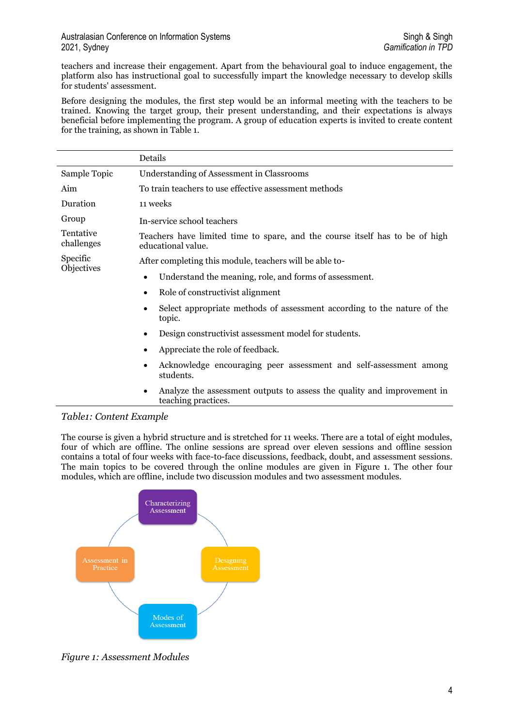teachers and increase their engagement. Apart from the behavioural goal to induce engagement, the platform also has instructional goal to successfully impart the knowledge necessary to develop skills for students' assessment.

Before designing the modules, the first step would be an informal meeting with the teachers to be trained. Knowing the target group, their present understanding, and their expectations is always beneficial before implementing the program. A group of education experts is invited to create content for the training, as shown in Table 1.

| | Details |
|---|---|
| Sample Topic | Understanding of Assessment in Classrooms |
| Aim | To train teachers to use effective assessment methods |
| Duration | 11 weeks |
| Group | In-service school teachers |
| Tentative challenges | Teachers have limited time to spare, and the course itself has to be of high educational value. |
| Specific Objectives | After completing this module, teachers will be able to-<br>• Understand the meaning, role, and forms of assessment.<br>• Role of constructivist alignment<br>• Select appropriate methods of assessment according to the nature of the topic.<br>• Design constructivist assessment model for students.<br>• Appreciate the role of feedback.<br>• Acknowledge encouraging peer assessment and self-assessment among students.<br>• Analyze the assessment outputs to assess the quality and improvement in teaching practices. |

*Table1: Content Example*

The course is given a hybrid structure and is stretched for 11 weeks. There are a total of eight modules, four of which are offline. The online sessions are spread over eleven sessions and offline session contains a total of four weeks with face-to-face discussions, feedback, doubt, and assessment sessions. The main topics to be covered through the online modules are given in Figure 1. The other four modules, which are offline, include two discussion modules and two assessment modules.

Characterizing Assessment

Designing Assessment

Modes of Assessment

Assessment in Practice

*Figure 1: Assessment Modules*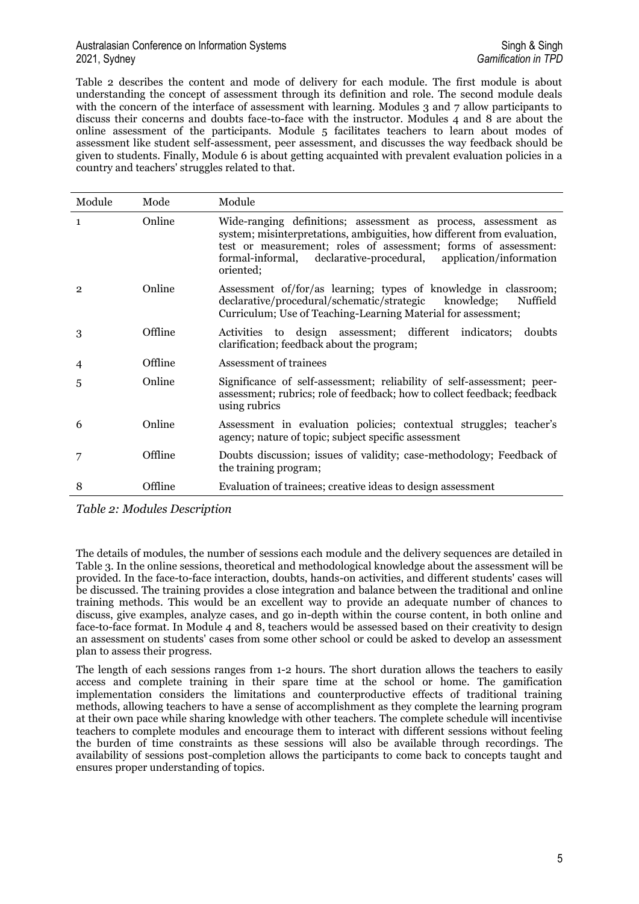Table 2 describes the content and mode of delivery for each module. The first module is about understanding the concept of assessment through its definition and role. The second module deals with the concern of the interface of assessment with learning. Modules 3 and 7 allow participants to discuss their concerns and doubts face-to-face with the instructor. Modules 4 and 8 are about the online assessment of the participants. Module 5 facilitates teachers to learn about modes of assessment like student self-assessment, peer assessment, and discusses the way feedback should be given to students. Finally, Module 6 is about getting acquainted with prevalent evaluation policies in a country and teachers' struggles related to that.

| Module | Mode | Module |
|---|---|---|
| 1 | Online | Wide-ranging definitions; assessment as process, assessment as system; misinterpretations, ambiguities, how different from evaluation, test or measurement; roles of assessment; forms of assessment: formal-informal, declarative-procedural, application/information oriented; |
| 2 | Online | Assessment of/for/as learning; types of knowledge in classroom; declarative/procedural/schematic/strategic knowledge; Nuffield Curriculum; Use of Teaching-Learning Material for assessment; |
| 3 | Offline | Activities to design assessment; different indicators; doubts clarification; feedback about the program; |
| 4 | Offline | Assessment of trainees |
| 5 | Online | Significance of self-assessment; reliability of self-assessment; peer-assessment; rubrics; role of feedback; how to collect feedback; feedback using rubrics |
| 6 | Online | Assessment in evaluation policies; contextual struggles; teacher's agency; nature of topic; subject specific assessment |
| 7 | Offline | Doubts discussion; issues of validity; case-methodology; Feedback of the training program; |
| 8 | Offline | Evaluation of trainees; creative ideas to design assessment |

*Table 2: Modules Description*

The details of modules, the number of sessions each module and the delivery sequences are detailed in Table 3. In the online sessions, theoretical and methodological knowledge about the assessment will be provided. In the face-to-face interaction, doubts, hands-on activities, and different students' cases will be discussed. The training provides a close integration and balance between the traditional and online training methods. This would be an excellent way to provide an adequate number of chances to discuss, give examples, analyze cases, and go in-depth within the course content, in both online and face-to-face format. In Module 4 and 8, teachers would be assessed based on their creativity to design an assessment on students' cases from some other school or could be asked to develop an assessment plan to assess their progress.

The length of each sessions ranges from 1-2 hours. The short duration allows the teachers to easily access and complete training in their spare time at the school or home. The gamification implementation considers the limitations and counterproductive effects of traditional training methods, allowing teachers to have a sense of accomplishment as they complete the learning program at their own pace while sharing knowledge with other teachers. The complete schedule will incentivise teachers to complete modules and encourage them to interact with different sessions without feeling the burden of time constraints as these sessions will also be available through recordings. The availability of sessions post-completion allows the participants to come back to concepts taught and ensures proper understanding of topics.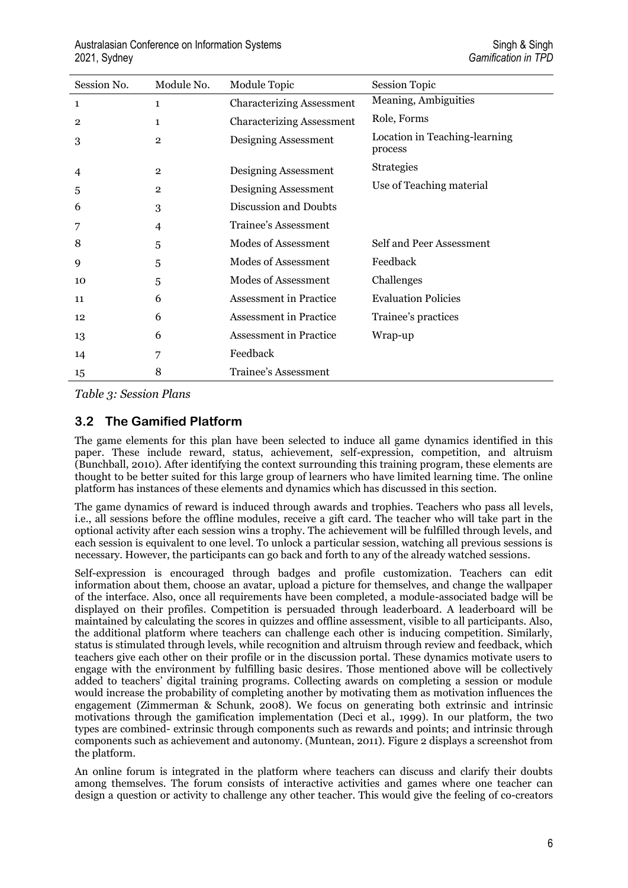| Session No. | Module No. | Module Topic | Session Topic |
|---|---|---|---|
| 1 | 1 | Characterizing Assessment | Meaning, Ambiguities |
| 2 | 1 | Characterizing Assessment | Role, Forms |
| 3 | 2 | Designing Assessment | Location in Teaching-learning process |
| 4 | 2 | Designing Assessment | Strategies |
| 5 | 2 | Designing Assessment | Use of Teaching material |
| 6 | 3 | Discussion and Doubts | |
| 7 | 4 | Trainee's Assessment | |
| 8 | 5 | Modes of Assessment | Self and Peer Assessment |
| 9 | 5 | Modes of Assessment | Feedback |
| 10 | 5 | Modes of Assessment | Challenges |
| 11 | 6 | Assessment in Practice | Evaluation Policies |
| 12 | 6 | Assessment in Practice | Trainee's practices |
| 13 | 6 | Assessment in Practice | Wrap-up |
| 14 | 7 | Feedback | |
| 15 | 8 | Trainee's Assessment | |

*Table 3: Session Plans*

## 3.2 The Gamified Platform

The game elements for this plan have been selected to induce all game dynamics identified in this paper. These include reward, status, achievement, self-expression, competition, and altruism (Bunchball, 2010). After identifying the context surrounding this training program, these elements are thought to be better suited for this large group of learners who have limited learning time. The online platform has instances of these elements and dynamics which has discussed in this section.

The game dynamics of reward is induced through awards and trophies. Teachers who pass all levels, i.e., all sessions before the offline modules, receive a gift card. The teacher who will take part in the optional activity after each session wins a trophy. The achievement will be fulfilled through levels, and each session is equivalent to one level. To unlock a particular session, watching all previous sessions is necessary. However, the participants can go back and forth to any of the already watched sessions.

Self-expression is encouraged through badges and profile customization. Teachers can edit information about them, choose an avatar, upload a picture for themselves, and change the wallpaper of the interface. Also, once all requirements have been completed, a module-associated badge will be displayed on their profiles. Competition is persuaded through leaderboard. A leaderboard will be maintained by calculating the scores in quizzes and offline assessment, visible to all participants. Also, the additional platform where teachers can challenge each other is inducing competition. Similarly, status is stimulated through levels, while recognition and altruism through review and feedback, which teachers give each other on their profile or in the discussion portal. These dynamics motivate users to engage with the environment by fulfilling basic desires. Those mentioned above will be collectively added to teachers' digital training programs. Collecting awards on completing a session or module would increase the probability of completing another by motivating them as motivation influences the engagement (Zimmerman & Schunk, 2008). We focus on generating both extrinsic and intrinsic motivations through the gamification implementation (Deci et al., 1999). In our platform, the two types are combined- extrinsic through components such as rewards and points; and intrinsic through components such as achievement and autonomy. (Muntean, 2011). Figure 2 displays a screenshot from the platform.

An online forum is integrated in the platform where teachers can discuss and clarify their doubts among themselves. The forum consists of interactive activities and games where one teacher can design a question or activity to challenge any other teacher. This would give the feeling of co-creators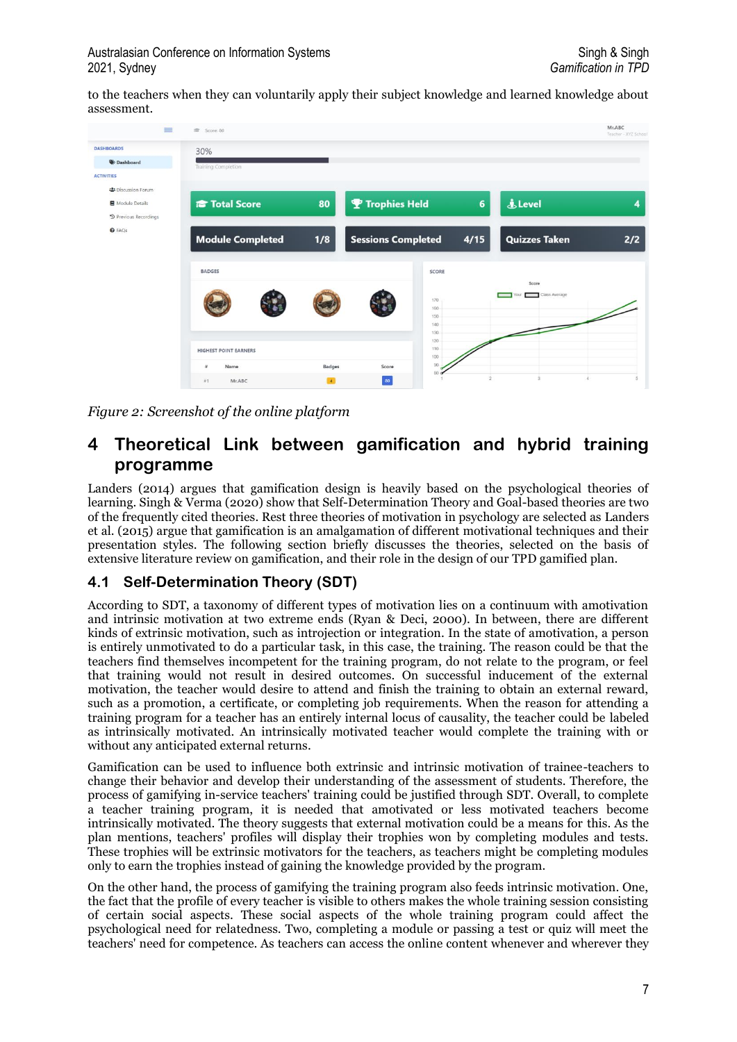to the teachers when they can voluntarily apply their subject knowledge and learned knowledge about assessment.

*Figure 2: Screenshot of the online platform*

## 4 Theoretical Link between gamification and hybrid training programme

Landers (2014) argues that gamification design is heavily based on the psychological theories of learning. Singh & Verma (2020) show that Self-Determination Theory and Goal-based theories are two of the frequently cited theories. Rest three theories of motivation in psychology are selected as Landers et al. (2015) argue that gamification is an amalgamation of different motivational techniques and their presentation styles. The following section briefly discusses the theories, selected on the basis of extensive literature review on gamification, and their role in the design of our TPD gamified plan.

### 4.1 Self-Determination Theory (SDT)

According to SDT, a taxonomy of different types of motivation lies on a continuum with amotivation and intrinsic motivation at two extreme ends (Ryan & Deci, 2000). In between, there are different kinds of extrinsic motivation, such as introjection or integration. In the state of amotivation, a person is entirely unmotivated to do a particular task, in this case, the training. The reason could be that the teachers find themselves incompetent for the training program, do not relate to the program, or feel that training would not result in desired outcomes. On successful inducement of the external motivation, the teacher would desire to attend and finish the training to obtain an external reward, such as a promotion, a certificate, or completing job requirements. When the reason for attending a training program for a teacher has an entirely internal locus of causality, the teacher could be labeled as intrinsically motivated. An intrinsically motivated teacher would complete the training with or without any anticipated external returns.

Gamification can be used to influence both extrinsic and intrinsic motivation of trainee-teachers to change their behavior and develop their understanding of the assessment of students. Therefore, the process of gamifying in-service teachers' training could be justified through SDT. Overall, to complete a teacher training program, it is needed that amotivated or less motivated teachers become intrinsically motivated. The theory suggests that external motivation could be a means for this. As the plan mentions, teachers' profiles will display their trophies won by completing modules and tests. These trophies will be extrinsic motivators for the teachers, as teachers might be completing modules only to earn the trophies instead of gaining the knowledge provided by the program.

On the other hand, the process of gamifying the training program also feeds intrinsic motivation. One, the fact that the profile of every teacher is visible to others makes the whole training session consisting of certain social aspects. These social aspects of the whole training program could affect the psychological need for relatedness. Two, completing a module or passing a test or quiz will meet the teachers' need for competence. As teachers can access the online content whenever and wherever they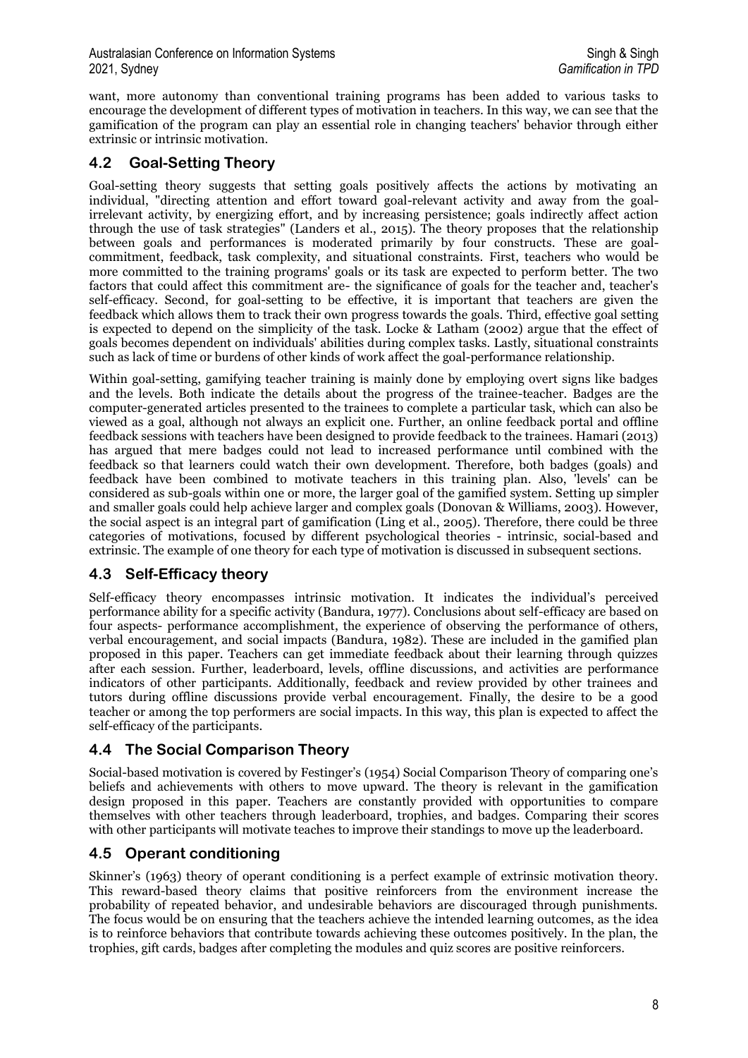want, more autonomy than conventional training programs has been added to various tasks to encourage the development of different types of motivation in teachers. In this way, we can see that the gamification of the program can play an essential role in changing teachers' behavior through either extrinsic or intrinsic motivation.

## 4.2 Goal-Setting Theory

Goal-setting theory suggests that setting goals positively affects the actions by motivating an individual, "directing attention and effort toward goal-relevant activity and away from the goal-irrelevant activity, by energizing effort, and by increasing persistence; goals indirectly affect action through the use of task strategies" (Landers et al., 2015). The theory proposes that the relationship between goals and performances is moderated primarily by four constructs. These are goal-commitment, feedback, task complexity, and situational constraints. First, teachers who would be more committed to the training programs' goals or its task are expected to perform better. The two factors that could affect this commitment are- the significance of goals for the teacher and, teacher's self-efficacy. Second, for goal-setting to be effective, it is important that teachers are given the feedback which allows them to track their own progress towards the goals. Third, effective goal setting is expected to depend on the simplicity of the task. Locke & Latham (2002) argue that the effect of goals becomes dependent on individuals' abilities during complex tasks. Lastly, situational constraints such as lack of time or burdens of other kinds of work affect the goal-performance relationship.

Within goal-setting, gamifying teacher training is mainly done by employing overt signs like badges and the levels. Both indicate the details about the progress of the trainee-teacher. Badges are the computer-generated articles presented to the trainees to complete a particular task, which can also be viewed as a goal, although not always an explicit one. Further, an online feedback portal and offline feedback sessions with teachers have been designed to provide feedback to the trainees. Hamari (2013) has argued that mere badges could not lead to increased performance until combined with the feedback so that learners could watch their own development. Therefore, both badges (goals) and feedback have been combined to motivate teachers in this training plan. Also, 'levels' can be considered as sub-goals within one or more, the larger goal of the gamified system. Setting up simpler and smaller goals could help achieve larger and complex goals (Donovan & Williams, 2003). However, the social aspect is an integral part of gamification (Ling et al., 2005). Therefore, there could be three categories of motivations, focused by different psychological theories - intrinsic, social-based and extrinsic. The example of one theory for each type of motivation is discussed in subsequent sections.

## 4.3 Self-Efficacy theory

Self-efficacy theory encompasses intrinsic motivation. It indicates the individual's perceived performance ability for a specific activity (Bandura, 1977). Conclusions about self-efficacy are based on four aspects- performance accomplishment, the experience of observing the performance of others, verbal encouragement, and social impacts (Bandura, 1982). These are included in the gamified plan proposed in this paper. Teachers can get immediate feedback about their learning through quizzes after each session. Further, leaderboard, levels, offline discussions, and activities are performance indicators of other participants. Additionally, feedback and review provided by other trainees and tutors during offline discussions provide verbal encouragement. Finally, the desire to be a good teacher or among the top performers are social impacts. In this way, this plan is expected to affect the self-efficacy of the participants.

## 4.4 The Social Comparison Theory

Social-based motivation is covered by Festinger's (1954) Social Comparison Theory of comparing one's beliefs and achievements with others to move upward. The theory is relevant in the gamification design proposed in this paper. Teachers are constantly provided with opportunities to compare themselves with other teachers through leaderboard, trophies, and badges. Comparing their scores with other participants will motivate teaches to improve their standings to move up the leaderboard.

## 4.5 Operant conditioning

Skinner's (1963) theory of operant conditioning is a perfect example of extrinsic motivation theory. This reward-based theory claims that positive reinforcers from the environment increase the probability of repeated behavior, and undesirable behaviors are discouraged through punishments. The focus would be on ensuring that the teachers achieve the intended learning outcomes, as the idea is to reinforce behaviors that contribute towards achieving these outcomes positively. In the plan, the trophies, gift cards, badges after completing the modules and quiz scores are positive reinforcers.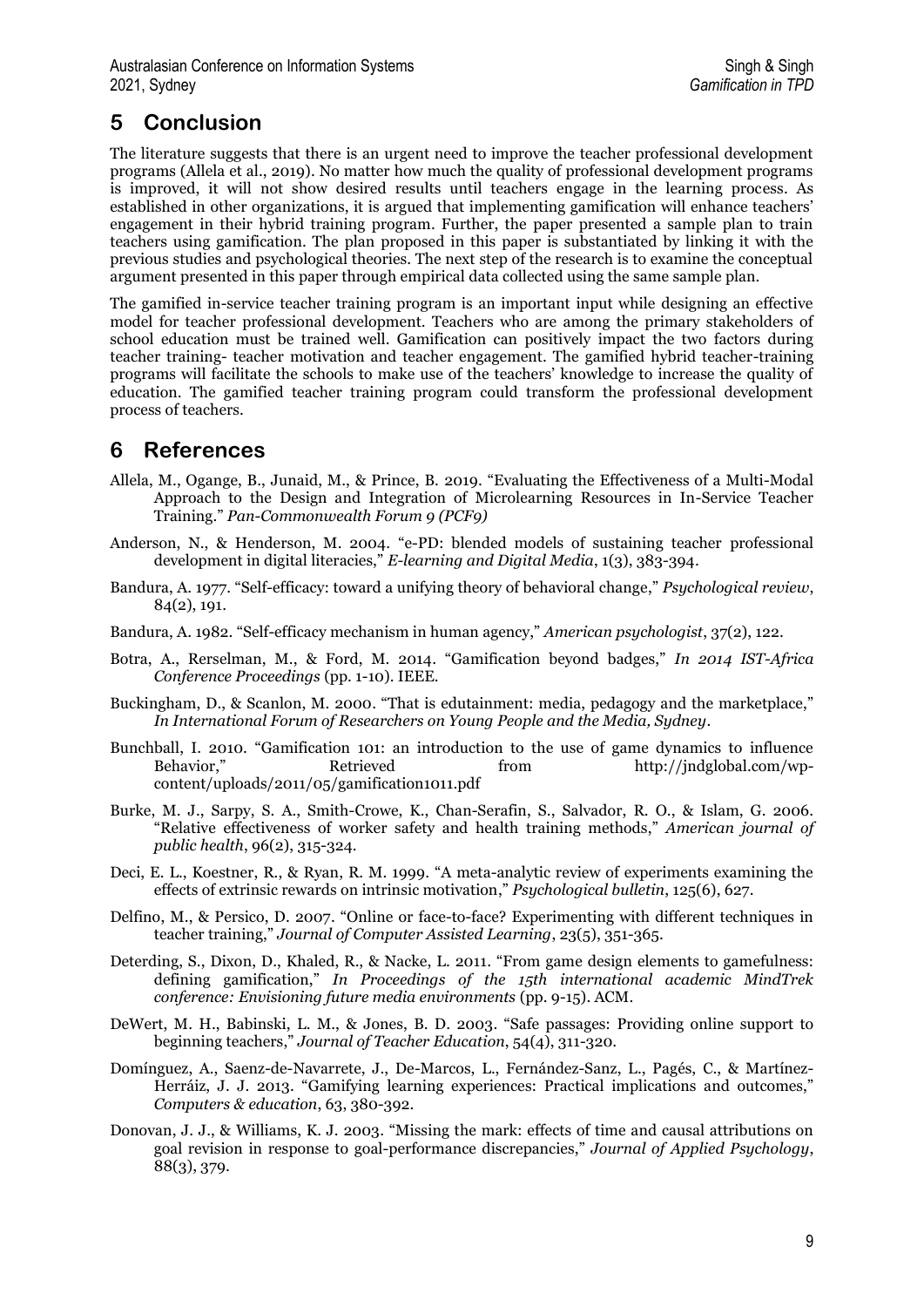## 5 Conclusion

The literature suggests that there is an urgent need to improve the teacher professional development programs (Allela et al., 2019). No matter how much the quality of professional development programs is improved, it will not show desired results until teachers engage in the learning process. As established in other organizations, it is argued that implementing gamification will enhance teachers' engagement in their hybrid training program. Further, the paper presented a sample plan to train teachers using gamification. The plan proposed in this paper is substantiated by linking it with the previous studies and psychological theories. The next step of the research is to examine the conceptual argument presented in this paper through empirical data collected using the same sample plan.

The gamified in-service teacher training program is an important input while designing an effective model for teacher professional development. Teachers who are among the primary stakeholders of school education must be trained well. Gamification can positively impact the two factors during teacher training- teacher motivation and teacher engagement. The gamified hybrid teacher-training programs will facilitate the schools to make use of the teachers' knowledge to increase the quality of education. The gamified teacher training program could transform the professional development process of teachers.

## 6 References

Allela, M., Ogange, B., Junaid, M., & Prince, B. 2019. "Evaluating the Effectiveness of a Multi-Modal Approach to the Design and Integration of Microlearning Resources in In-Service Teacher Training." *Pan-Commonwealth Forum 9 (PCF9)*

Anderson, N., & Henderson, M. 2004. "e-PD: blended models of sustaining teacher professional development in digital literacies," *E-learning and Digital Media*, 1(3), 383-394.

Bandura, A. 1977. "Self-efficacy: toward a unifying theory of behavioral change," *Psychological review*, 84(2), 191.

Bandura, A. 1982. "Self-efficacy mechanism in human agency," *American psychologist*, 37(2), 122.

Botra, A., Rerselman, M., & Ford, M. 2014. "Gamification beyond badges," *In 2014 IST-Africa Conference Proceedings* (pp. 1-10). IEEE.

Buckingham, D., & Scanlon, M. 2000. "That is edutainment: media, pedagogy and the marketplace," *In International Forum of Researchers on Young People and the Media, Sydney*.

Bunchball, I. 2010. "Gamification 101: an introduction to the use of game dynamics to influence Behavior," Retrieved from http://jndglobal.com/wp-content/uploads/2011/05/gamification1011.pdf

Burke, M. J., Sarpy, S. A., Smith-Crowe, K., Chan-Serafin, S., Salvador, R. O., & Islam, G. 2006. "Relative effectiveness of worker safety and health training methods," *American journal of public health*, 96(2), 315-324.

Deci, E. L., Koestner, R., & Ryan, R. M. 1999. "A meta-analytic review of experiments examining the effects of extrinsic rewards on intrinsic motivation," *Psychological bulletin*, 125(6), 627.

Delfino, M., & Persico, D. 2007. "Online or face-to-face? Experimenting with different techniques in teacher training," *Journal of Computer Assisted Learning*, 23(5), 351-365.

Deterding, S., Dixon, D., Khaled, R., & Nacke, L. 2011. "From game design elements to gamefulness: defining gamification," *In Proceedings of the 15th international academic MindTrek conference: Envisioning future media environments* (pp. 9-15). ACM.

DeWert, M. H., Babinski, L. M., & Jones, B. D. 2003. "Safe passages: Providing online support to beginning teachers," *Journal of Teacher Education*, 54(4), 311-320.

Domínguez, A., Saenz-de-Navarrete, J., De-Marcos, L., Fernández-Sanz, L., Pagés, C., & Martínez-Herráiz, J. J. 2013. "Gamifying learning experiences: Practical implications and outcomes," *Computers & education*, 63, 380-392.

Donovan, J. J., & Williams, K. J. 2003. "Missing the mark: effects of time and causal attributions on goal revision in response to goal-performance discrepancies," *Journal of Applied Psychology*, 88(3), 379.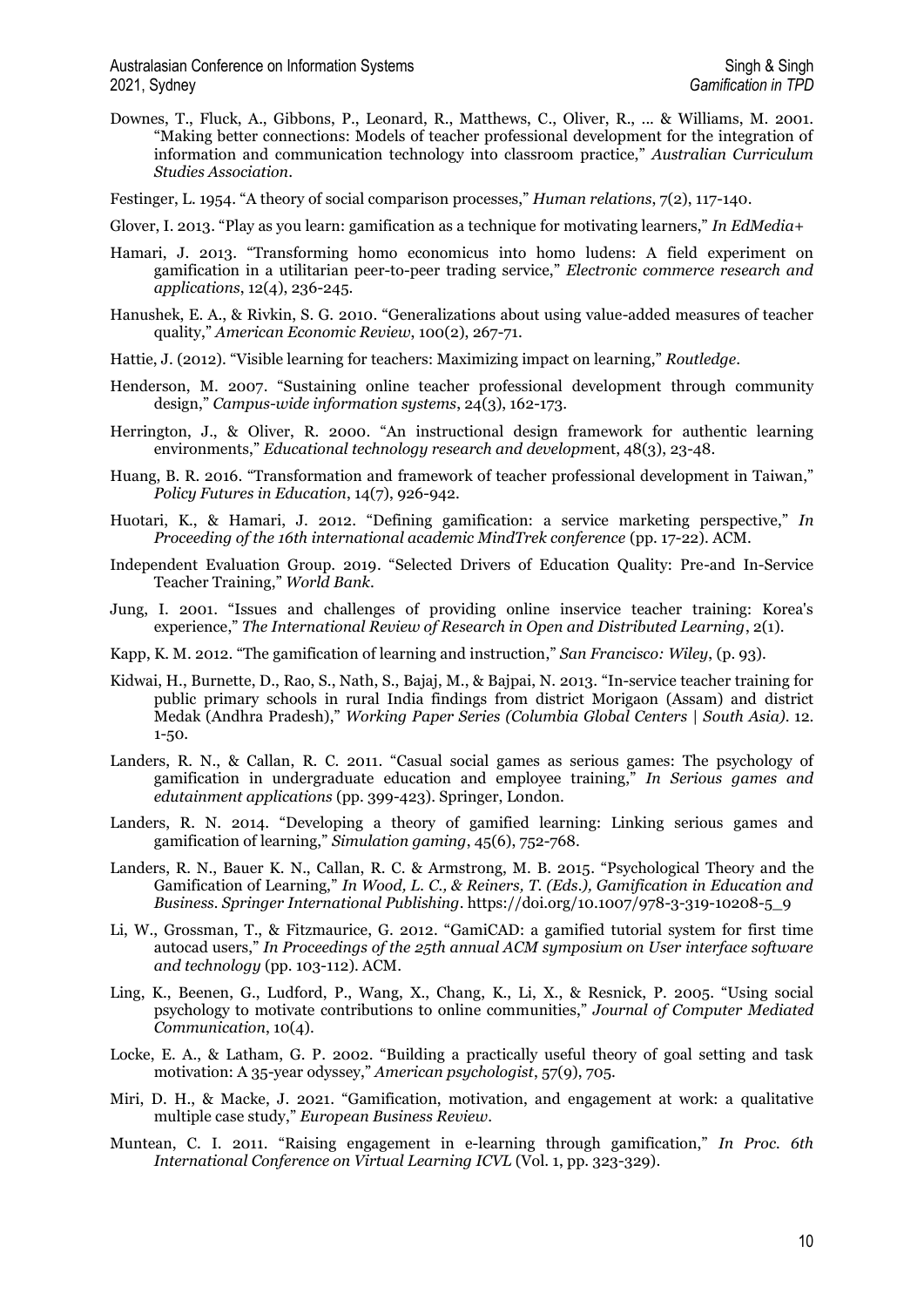Downes, T., Fluck, A., Gibbons, P., Leonard, R., Matthews, C., Oliver, R., ... & Williams, M. 2001. "Making better connections: Models of teacher professional development for the integration of information and communication technology into classroom practice," *Australian Curriculum Studies Association*.

Festinger, L. 1954. "A theory of social comparison processes," *Human relations*, 7(2), 117-140.

Glover, I. 2013. "Play as you learn: gamification as a technique for motivating learners," *In EdMedia+*

Hamari, J. 2013. "Transforming homo economicus into homo ludens: A field experiment on gamification in a utilitarian peer-to-peer trading service," *Electronic commerce research and applications*, 12(4), 236-245.

Hanushek, E. A., & Rivkin, S. G. 2010. "Generalizations about using value-added measures of teacher quality," *American Economic Review*, 100(2), 267-71.

Hattie, J. (2012). "Visible learning for teachers: Maximizing impact on learning," *Routledge*.

Henderson, M. 2007. "Sustaining online teacher professional development through community design," *Campus-wide information systems*, 24(3), 162-173.

Herrington, J., & Oliver, R. 2000. "An instructional design framework for authentic learning environments," *Educational technology research and developm*ent, 48(3), 23-48.

Huang, B. R. 2016. "Transformation and framework of teacher professional development in Taiwan," *Policy Futures in Education*, 14(7), 926-942.

Huotari, K., & Hamari, J. 2012. "Defining gamification: a service marketing perspective," *In Proceeding of the 16th international academic MindTrek conference* (pp. 17-22). ACM.

Independent Evaluation Group. 2019. "Selected Drivers of Education Quality: Pre-and In-Service Teacher Training," *World Bank*.

Jung, I. 2001. "Issues and challenges of providing online inservice teacher training: Korea's experience," *The International Review of Research in Open and Distributed Learning*, 2(1).

Kapp, K. M. 2012. "The gamification of learning and instruction," *San Francisco: Wiley*, (p. 93).

Kidwai, H., Burnette, D., Rao, S., Nath, S., Bajaj, M., & Bajpai, N. 2013. "In-service teacher training for public primary schools in rural India findings from district Morigaon (Assam) and district Medak (Andhra Pradesh)," *Working Paper Series (Columbia Global Centers | South Asia)*. 12. 1-50.

Landers, R. N., & Callan, R. C. 2011. "Casual social games as serious games: The psychology of gamification in undergraduate education and employee training," *In Serious games and edutainment applications* (pp. 399-423). Springer, London.

Landers, R. N. 2014. "Developing a theory of gamified learning: Linking serious games and gamification of learning," *Simulation gaming*, 45(6), 752-768.

Landers, R. N., Bauer K. N., Callan, R. C. & Armstrong, M. B. 2015. "Psychological Theory and the Gamification of Learning," *In Wood, L. C., & Reiners, T. (Eds.), Gamification in Education and Business. Springer International Publishing*. https://doi.org/10.1007/978-3-319-10208-5_9

Li, W., Grossman, T., & Fitzmaurice, G. 2012. "GamiCAD: a gamified tutorial system for first time autocad users," *In Proceedings of the 25th annual ACM symposium on User interface software and technology* (pp. 103-112). ACM.

Ling, K., Beenen, G., Ludford, P., Wang, X., Chang, K., Li, X., & Resnick, P. 2005. "Using social psychology to motivate contributions to online communities," *Journal of Computer Mediated Communication*, 10(4).

Locke, E. A., & Latham, G. P. 2002. "Building a practically useful theory of goal setting and task motivation: A 35-year odyssey," *American psychologist*, 57(9), 705.

Miri, D. H., & Macke, J. 2021. "Gamification, motivation, and engagement at work: a qualitative multiple case study," *European Business Review*.

Muntean, C. I. 2011. "Raising engagement in e-learning through gamification," *In Proc. 6th International Conference on Virtual Learning ICVL* (Vol. 1, pp. 323-329).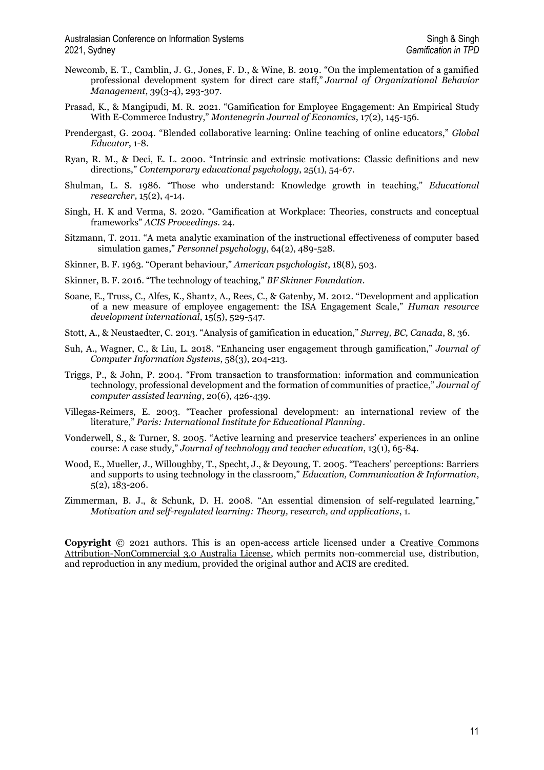Newcomb, E. T., Camblin, J. G., Jones, F. D., & Wine, B. 2019. "On the implementation of a gamified professional development system for direct care staff," *Journal of Organizational Behavior Management*, 39(3-4), 293-307.

Prasad, K., & Mangipudi, M. R. 2021. "Gamification for Employee Engagement: An Empirical Study With E-Commerce Industry," *Montenegrin Journal of Economics*, 17(2), 145-156.

Prendergast, G. 2004. "Blended collaborative learning: Online teaching of online educators," *Global Educator*, 1-8.

Ryan, R. M., & Deci, E. L. 2000. "Intrinsic and extrinsic motivations: Classic definitions and new directions," *Contemporary educational psychology*, 25(1), 54-67.

Shulman, L. S. 1986. "Those who understand: Knowledge growth in teaching," *Educational researcher*, 15(2), 4-14.

Singh, H. K and Verma, S. 2020. "Gamification at Workplace: Theories, constructs and conceptual frameworks" *ACIS Proceedings*. 24.

Sitzmann, T. 2011. "A meta analytic examination of the instructional effectiveness of computer based simulation games," *Personnel psychology*, 64(2), 489-528.

Skinner, B. F. 1963. "Operant behaviour," *American psychologist*, 18(8), 503.

Skinner, B. F. 2016. "The technology of teaching," *BF Skinner Foundation*.

Soane, E., Truss, C., Alfes, K., Shantz, A., Rees, C., & Gatenby, M. 2012. "Development and application of a new measure of employee engagement: the ISA Engagement Scale," *Human resource development international*, 15(5), 529-547.

Stott, A., & Neustaedter, C. 2013. "Analysis of gamification in education," *Surrey, BC, Canada*, 8, 36.

Suh, A., Wagner, C., & Liu, L. 2018. "Enhancing user engagement through gamification," *Journal of Computer Information Systems*, 58(3), 204-213.

Triggs, P., & John, P. 2004. "From transaction to transformation: information and communication technology, professional development and the formation of communities of practice," *Journal of computer assisted learning*, 20(6), 426-439.

Villegas-Reimers, E. 2003. "Teacher professional development: an international review of the literature," *Paris: International Institute for Educational Planning*.

Vonderwell, S., & Turner, S. 2005. "Active learning and preservice teachers' experiences in an online course: A case study," *Journal of technology and teacher education*, 13(1), 65-84.

Wood, E., Mueller, J., Willoughby, T., Specht, J., & Deyoung, T. 2005. "Teachers' perceptions: Barriers and supports to using technology in the classroom," *Education, Communication & Information*, 5(2), 183-206.

Zimmerman, B. J., & Schunk, D. H. 2008. "An essential dimension of self-regulated learning," *Motivation and self-regulated learning: Theory, research, and applications*, 1.

**Copyright** © 2021 authors. This is an open-access article licensed under a Creative Commons Attribution-NonCommercial 3.0 Australia License, which permits non-commercial use, distribution, and reproduction in any medium, provided the original author and ACIS are credited.